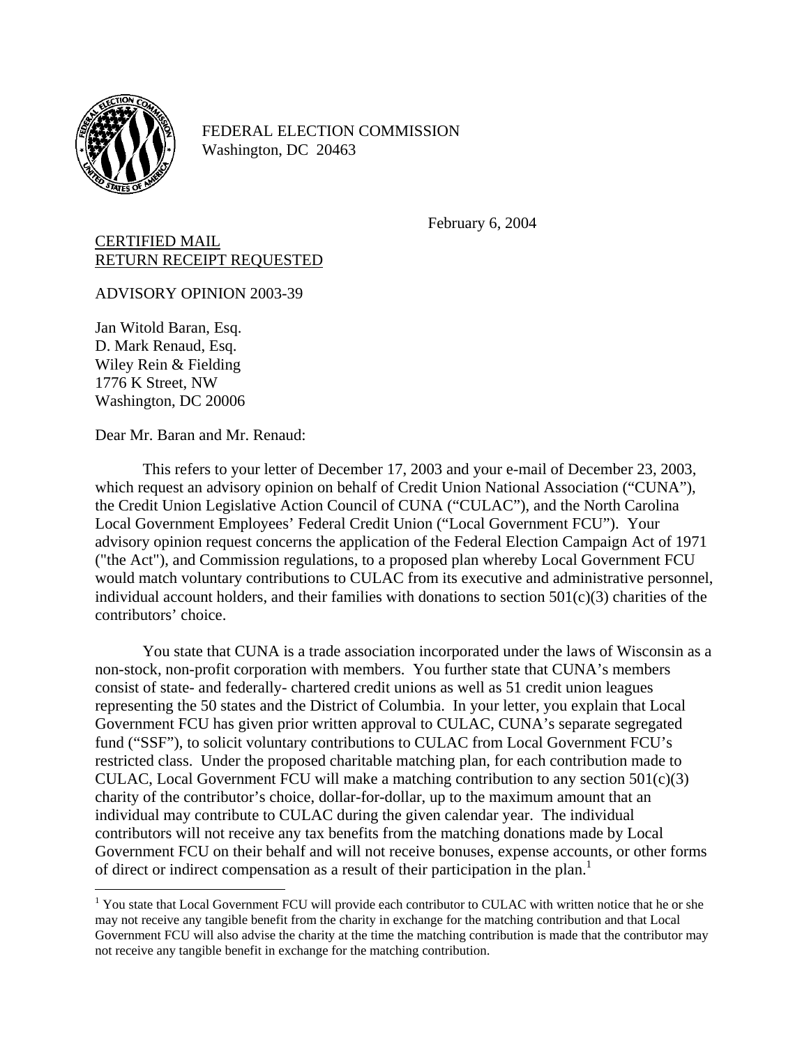FEDERAL ELECTION COMMISSION
Washington, DC 20463

February 6, 2004

CERTIFIED MAIL
RETURN RECEIPT REQUESTED

ADVISORY OPINION 2003-39

Jan Witold Baran, Esq.
D. Mark Renaud, Esq.
Wiley Rein & Fielding
1776 K Street, NW
Washington, DC 20006

Dear Mr. Baran and Mr. Renaud:

This refers to your letter of December 17, 2003 and your e-mail of December 23, 2003, which request an advisory opinion on behalf of Credit Union National Association ("CUNA"), the Credit Union Legislative Action Council of CUNA ("CULAC"), and the North Carolina Local Government Employees' Federal Credit Union ("Local Government FCU"). Your advisory opinion request concerns the application of the Federal Election Campaign Act of 1971 ("the Act"), and Commission regulations, to a proposed plan whereby Local Government FCU would match voluntary contributions to CULAC from its executive and administrative personnel, individual account holders, and their families with donations to section 501(c)(3) charities of the contributors' choice.

You state that CUNA is a trade association incorporated under the laws of Wisconsin as a non-stock, non-profit corporation with members. You further state that CUNA's members consist of state- and federally- chartered credit unions as well as 51 credit union leagues representing the 50 states and the District of Columbia. In your letter, you explain that Local Government FCU has given prior written approval to CULAC, CUNA's separate segregated fund ("SSF"), to solicit voluntary contributions to CULAC from Local Government FCU's restricted class. Under the proposed charitable matching plan, for each contribution made to CULAC, Local Government FCU will make a matching contribution to any section 501(c)(3) charity of the contributor's choice, dollar-for-dollar, up to the maximum amount that an individual may contribute to CULAC during the given calendar year. The individual contributors will not receive any tax benefits from the matching donations made by Local Government FCU on their behalf and will not receive bonuses, expense accounts, or other forms of direct or indirect compensation as a result of their participation in the plan.[1]

[1] You state that Local Government FCU will provide each contributor to CULAC with written notice that he or she may not receive any tangible benefit from the charity in exchange for the matching contribution and that Local Government FCU will also advise the charity at the time the matching contribution is made that the contributor may not receive any tangible benefit in exchange for the matching contribution.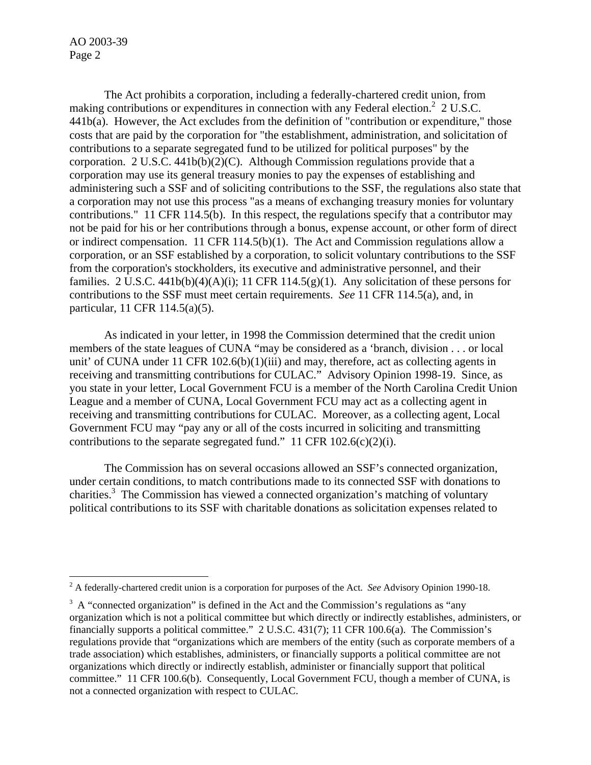The Act prohibits a corporation, including a federally-chartered credit union, from making contributions or expenditures in connection with any Federal election.[2] 2 U.S.C. 441b(a). However, the Act excludes from the definition of "contribution or expenditure," those costs that are paid by the corporation for "the establishment, administration, and solicitation of contributions to a separate segregated fund to be utilized for political purposes" by the corporation. 2 U.S.C. 441b(b)(2)(C). Although Commission regulations provide that a corporation may use its general treasury monies to pay the expenses of establishing and administering such a SSF and of soliciting contributions to the SSF, the regulations also state that a corporation may not use this process "as a means of exchanging treasury monies for voluntary contributions." 11 CFR 114.5(b). In this respect, the regulations specify that a contributor may not be paid for his or her contributions through a bonus, expense account, or other form of direct or indirect compensation. 11 CFR 114.5(b)(1). The Act and Commission regulations allow a corporation, or an SSF established by a corporation, to solicit voluntary contributions to the SSF from the corporation's stockholders, its executive and administrative personnel, and their families. 2 U.S.C. 441b(b)(4)(A)(i); 11 CFR 114.5(g)(1). Any solicitation of these persons for contributions to the SSF must meet certain requirements. *See* 11 CFR 114.5(a), and, in particular, 11 CFR 114.5(a)(5).

As indicated in your letter, in 1998 the Commission determined that the credit union members of the state leagues of CUNA "may be considered as a 'branch, division . . . or local unit' of CUNA under 11 CFR 102.6(b)(1)(iii) and may, therefore, act as collecting agents in receiving and transmitting contributions for CULAC." Advisory Opinion 1998-19. Since, as you state in your letter, Local Government FCU is a member of the North Carolina Credit Union League and a member of CUNA, Local Government FCU may act as a collecting agent in receiving and transmitting contributions for CULAC. Moreover, as a collecting agent, Local Government FCU may "pay any or all of the costs incurred in soliciting and transmitting contributions to the separate segregated fund." 11 CFR 102.6(c)(2)(i).

The Commission has on several occasions allowed an SSF's connected organization, under certain conditions, to match contributions made to its connected SSF with donations to charities.[3] The Commission has viewed a connected organization's matching of voluntary political contributions to its SSF with charitable donations as solicitation expenses related to

---

[2] A federally-chartered credit union is a corporation for purposes of the Act. *See* Advisory Opinion 1990-18.

[3] A "connected organization" is defined in the Act and the Commission's regulations as "any organization which is not a political committee but which directly or indirectly establishes, administers, or financially supports a political committee." 2 U.S.C. 431(7); 11 CFR 100.6(a). The Commission's regulations provide that "organizations which are members of the entity (such as corporate members of a trade association) which establishes, administers, or financially supports a political committee are not organizations which directly or indirectly establish, administer or financially support that political committee." 11 CFR 100.6(b). Consequently, Local Government FCU, though a member of CUNA, is not a connected organization with respect to CULAC.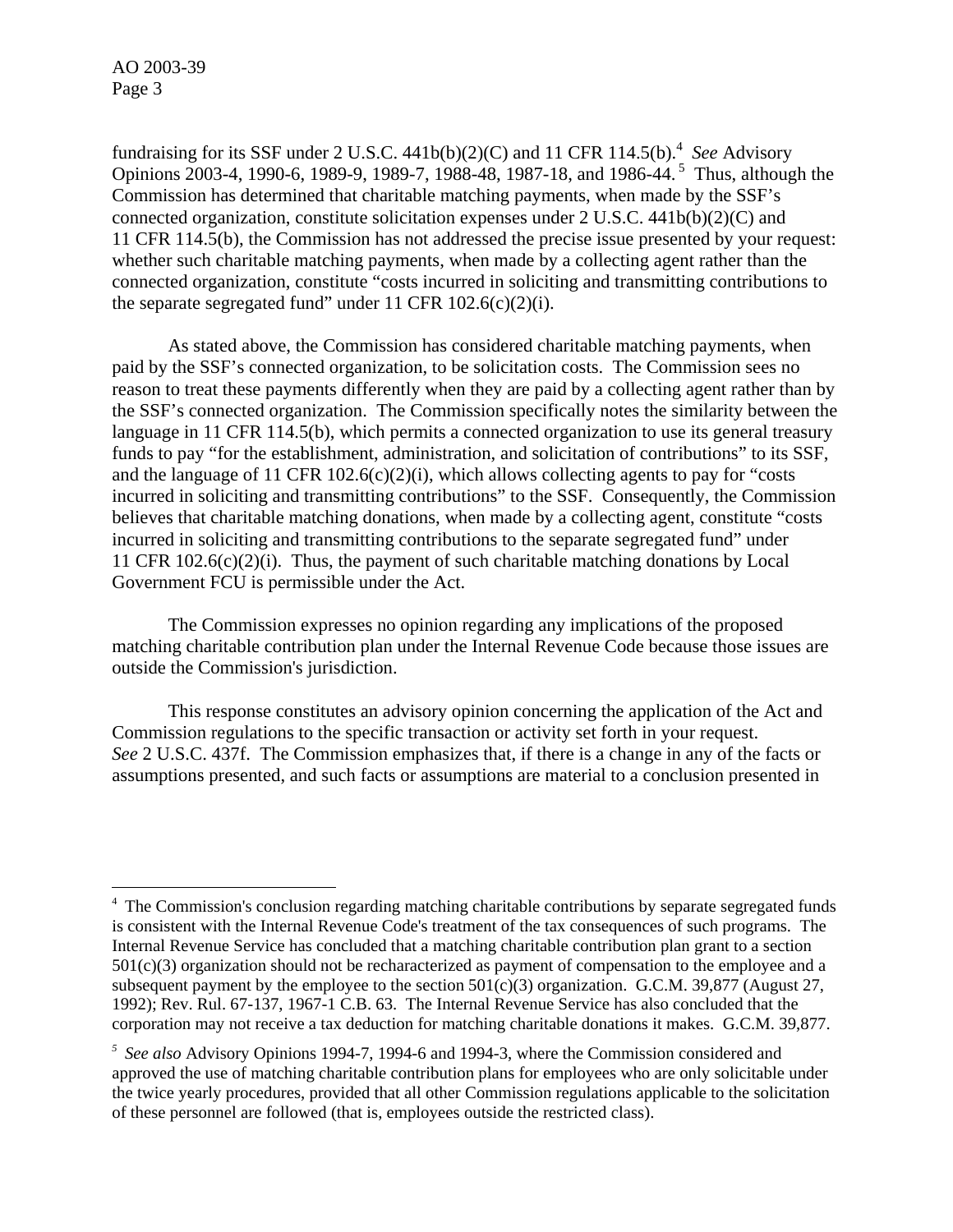fundraising for its SSF under 2 U.S.C. 441b(b)(2)(C) and 11 CFR 114.5(b).[4] *See* Advisory Opinions 2003-4, 1990-6, 1989-9, 1989-7, 1988-48, 1987-18, and 1986-44.[5] Thus, although the Commission has determined that charitable matching payments, when made by the SSF's connected organization, constitute solicitation expenses under 2 U.S.C. 441b(b)(2)(C) and 11 CFR 114.5(b), the Commission has not addressed the precise issue presented by your request: whether such charitable matching payments, when made by a collecting agent rather than the connected organization, constitute "costs incurred in soliciting and transmitting contributions to the separate segregated fund" under 11 CFR 102.6(c)(2)(i).

As stated above, the Commission has considered charitable matching payments, when paid by the SSF's connected organization, to be solicitation costs. The Commission sees no reason to treat these payments differently when they are paid by a collecting agent rather than by the SSF's connected organization. The Commission specifically notes the similarity between the language in 11 CFR 114.5(b), which permits a connected organization to use its general treasury funds to pay "for the establishment, administration, and solicitation of contributions" to its SSF, and the language of 11 CFR 102.6(c)(2)(i), which allows collecting agents to pay for "costs incurred in soliciting and transmitting contributions" to the SSF. Consequently, the Commission believes that charitable matching donations, when made by a collecting agent, constitute "costs incurred in soliciting and transmitting contributions to the separate segregated fund" under 11 CFR 102.6(c)(2)(i). Thus, the payment of such charitable matching donations by Local Government FCU is permissible under the Act.

The Commission expresses no opinion regarding any implications of the proposed matching charitable contribution plan under the Internal Revenue Code because those issues are outside the Commission's jurisdiction.

This response constitutes an advisory opinion concerning the application of the Act and Commission regulations to the specific transaction or activity set forth in your request. *See* 2 U.S.C. 437f. The Commission emphasizes that, if there is a change in any of the facts or assumptions presented, and such facts or assumptions are material to a conclusion presented in

---

[4] The Commission's conclusion regarding matching charitable contributions by separate segregated funds is consistent with the Internal Revenue Code's treatment of the tax consequences of such programs. The Internal Revenue Service has concluded that a matching charitable contribution plan grant to a section 501(c)(3) organization should not be recharacterized as payment of compensation to the employee and a subsequent payment by the employee to the section 501(c)(3) organization. G.C.M. 39,877 (August 27, 1992); Rev. Rul. 67-137, 1967-1 C.B. 63. The Internal Revenue Service has also concluded that the corporation may not receive a tax deduction for matching charitable donations it makes. G.C.M. 39,877.

[5] *See also* Advisory Opinions 1994-7, 1994-6 and 1994-3, where the Commission considered and approved the use of matching charitable contribution plans for employees who are only solicitable under the twice yearly procedures, provided that all other Commission regulations applicable to the solicitation of these personnel are followed (that is, employees outside the restricted class).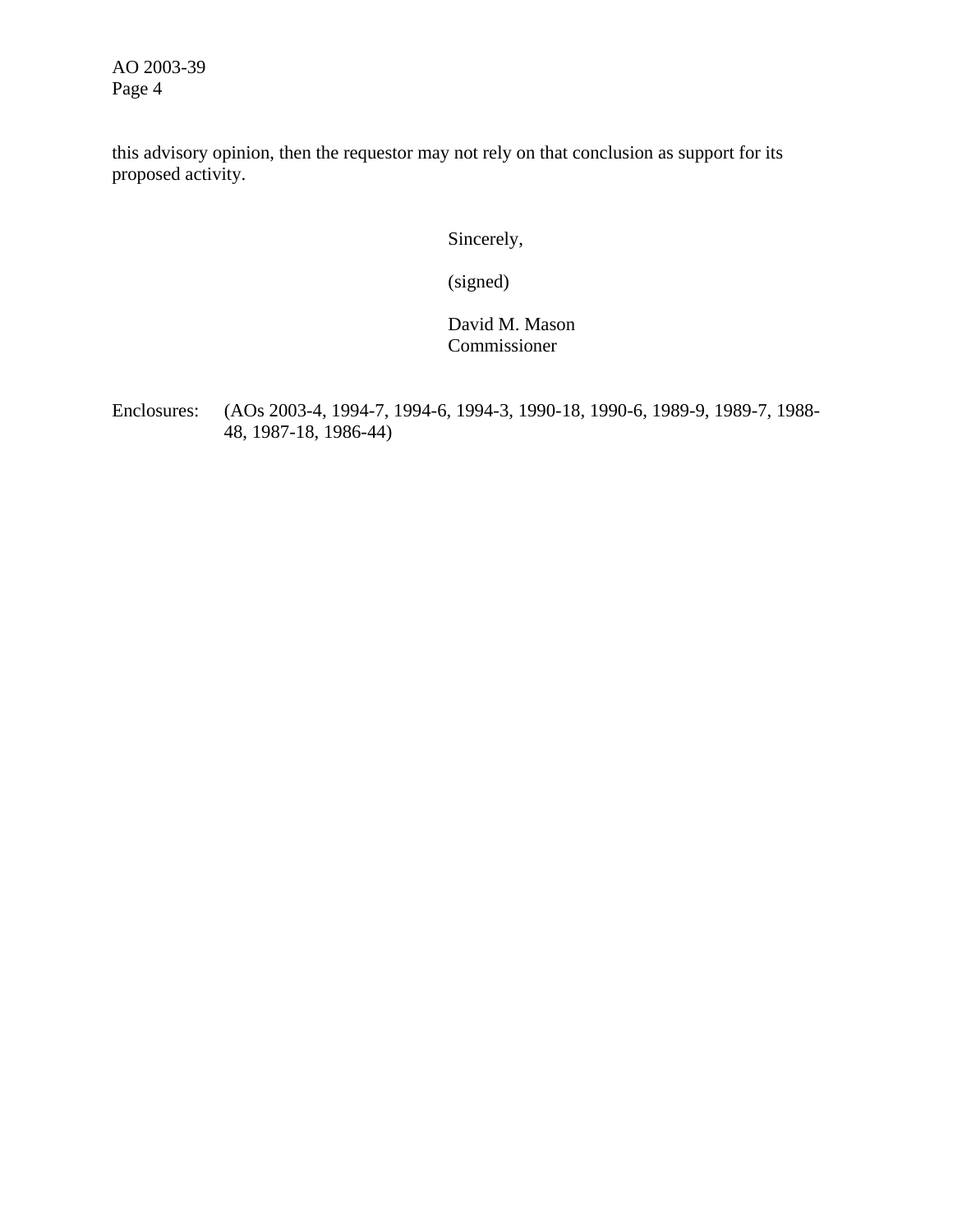this advisory opinion, then the requestor may not rely on that conclusion as support for its proposed activity.

Sincerely,

(signed)

David M. Mason
Commissioner

Enclosures: (AOs 2003-4, 1994-7, 1994-6, 1994-3, 1990-18, 1990-6, 1989-9, 1989-7, 1988-48, 1987-18, 1986-44)